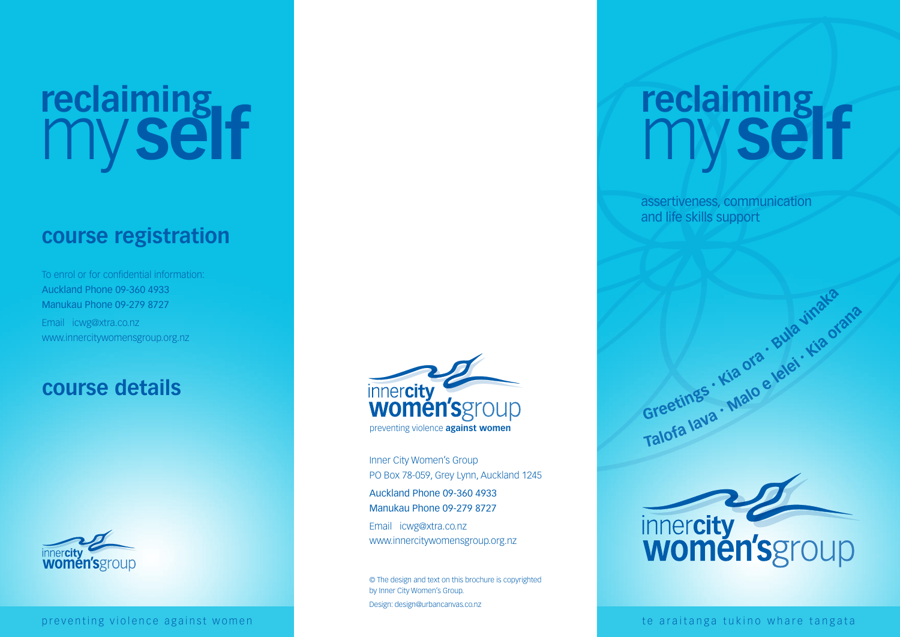# reclaiming my self

## course registration

To enrol or for confidential information:
Auckland Phone 09-360 4933
Manukau Phone 09-279 8727
Email icwg@xtra.co.nz
www.innercitywomensgroup.org.nz

## course details

inner**city** **women's**group

preventing violence against women

inner**city** **women's**group
preventing violence **against women**

Inner City Women's Group
PO Box 78-059, Grey Lynn, Auckland 1245
Auckland Phone 09-360 4933
Manukau Phone 09-279 8727
Email icwg@xtra.co.nz
www.innercitywomensgroup.org.nz

© The design and text on this brochure is copyrighted by Inner City Women's Group.
Design: design@urbancanvas.co.nz

# reclaiming my self

assertiveness, communication and life skills support

**Greetings · Kia ora · Bula vinaka**
**Talofa lava · Malo e lelei · Kia orana**

inner**city** **women's**group

te araitanga tukino whare tangata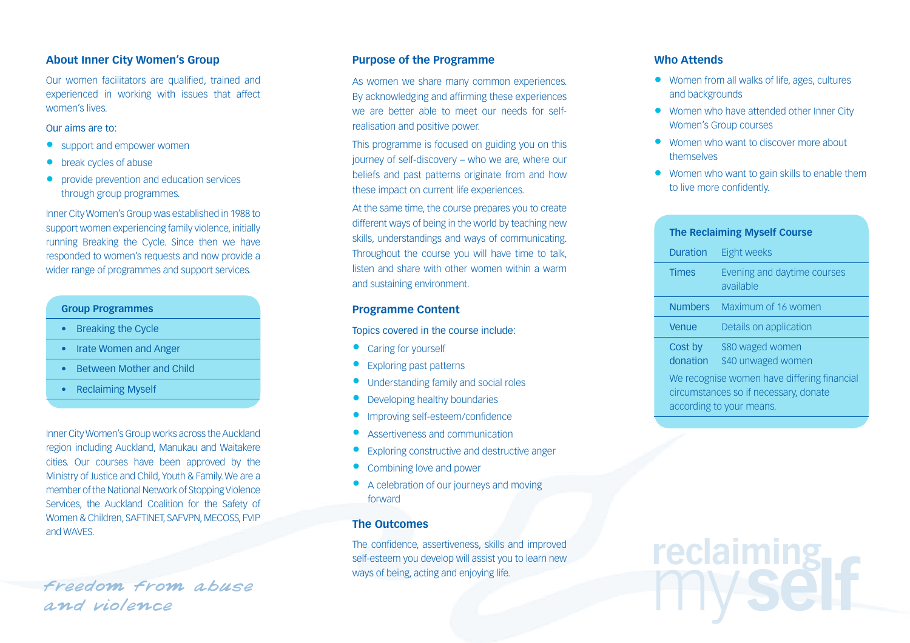## About Inner City Women's Group

Our women facilitators are qualified, trained and experienced in working with issues that affect women's lives.

Our aims are to:

- support and empower women
- break cycles of abuse
- provide prevention and education services through group programmes.

Inner City Women's Group was established in 1988 to support women experiencing family violence, initially running Breaking the Cycle. Since then we have responded to women's requests and now provide a wider range of programmes and support services.

**Group Programmes**

- Breaking the Cycle
- Irate Women and Anger
- Between Mother and Child
- Reclaiming Myself

Inner City Women's Group works across the Auckland region including Auckland, Manukau and Waitakere cities. Our courses have been approved by the Ministry of Justice and Child, Youth & Family. We are a member of the National Network of Stopping Violence Services, the Auckland Coalition for the Safety of Women & Children, SAFTINET, SAFVPN, MECOSS, FVIP and WAVES.

*freedom from abuse and violence*

## Purpose of the Programme

As women we share many common experiences. By acknowledging and affirming these experiences we are better able to meet our needs for self-realisation and positive power.

This programme is focused on guiding you on this journey of self-discovery – who we are, where our beliefs and past patterns originate from and how these impact on current life experiences.

At the same time, the course prepares you to create different ways of being in the world by teaching new skills, understandings and ways of communicating. Throughout the course you will have time to talk, listen and share with other women within a warm and sustaining environment.

## Programme Content

Topics covered in the course include:

- Caring for yourself
- Exploring past patterns
- Understanding family and social roles
- Developing healthy boundaries
- Improving self-esteem/confidence
- Assertiveness and communication
- Exploring constructive and destructive anger
- Combining love and power
- A celebration of our journeys and moving forward

## The Outcomes

The confidence, assertiveness, skills and improved self-esteem you develop will assist you to learn new ways of being, acting and enjoying life.

## Who Attends

- Women from all walks of life, ages, cultures and backgrounds
- Women who have attended other Inner City Women's Group courses
- Women who want to discover more about themselves
- Women who want to gain skills to enable them to live more confidently.

**The Reclaiming Myself Course**

| | |
|---|---|
| Duration | Eight weeks |
| Times | Evening and daytime courses available |
| Numbers | Maximum of 16 women |
| Venue | Details on application |
| Cost by donation | $80 waged women<br>$40 unwaged women |

We recognise women have differing financial circumstances so if necessary, donate according to your means.

reclaiming myself